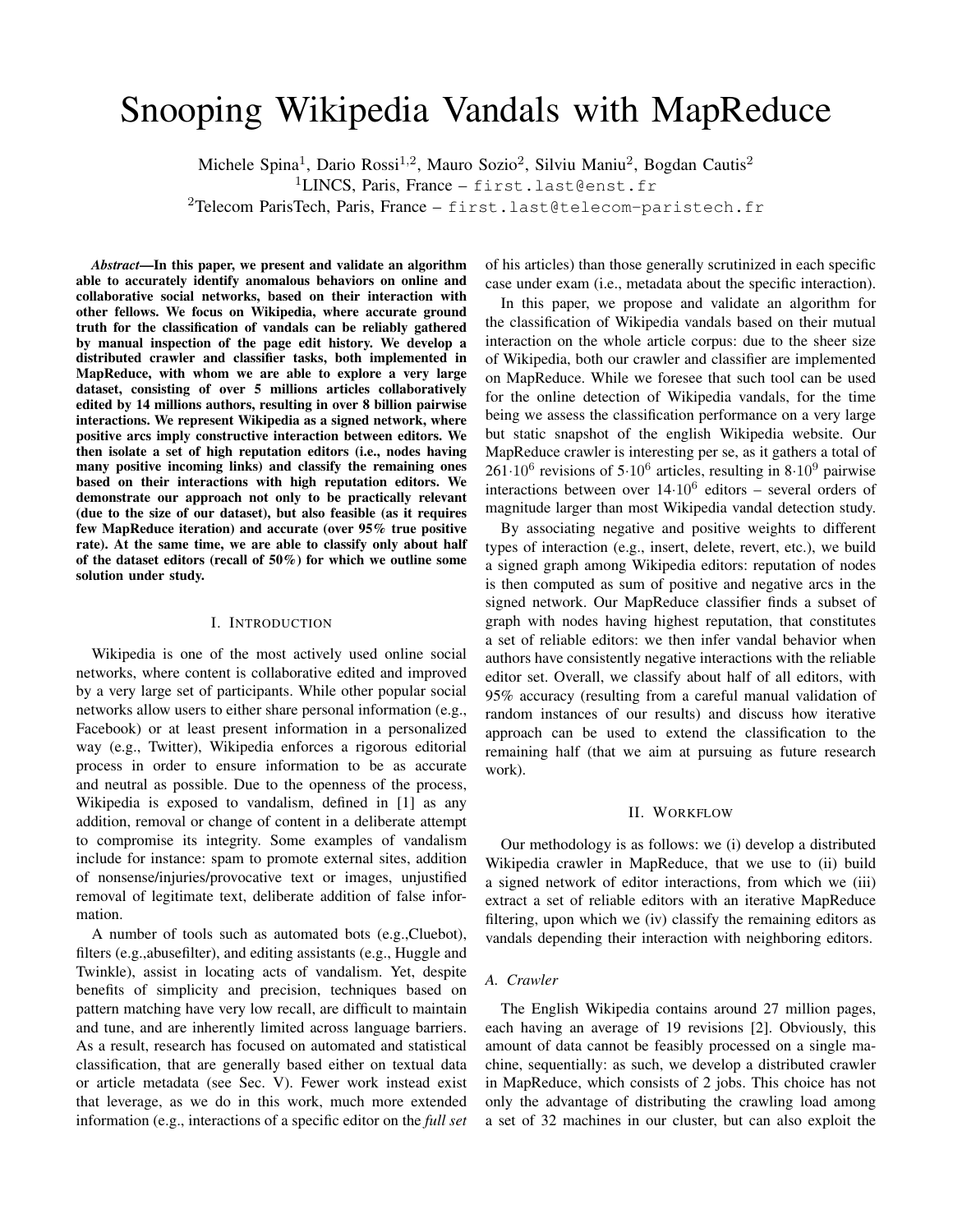# Snooping Wikipedia Vandals with MapReduce

Michele Spina[1], Dario Rossi[1,2], Mauro Sozio[2], Silviu Maniu[2], Bogdan Cautis[2]

[1]LINCS, Paris, France – first.last@enst.fr

[2]Telecom ParisTech, Paris, France – first.last@telecom-paristech.fr

***Abstract*—In this paper, we present and validate an algorithm able to accurately identify anomalous behaviors on online and collaborative social networks, based on their interaction with other fellows. We focus on Wikipedia, where accurate ground truth for the classification of vandals can be reliably gathered by manual inspection of the page edit history. We develop a distributed crawler and classifier tasks, both implemented in MapReduce, with whom we are able to explore a very large dataset, consisting of over 5 millions articles collaboratively edited by 14 millions authors, resulting in over 8 billion pairwise interactions. We represent Wikipedia as a signed network, where positive arcs imply constructive interaction between editors. We then isolate a set of high reputation editors (i.e., nodes having many positive incoming links) and classify the remaining ones based on their interactions with high reputation editors. We demonstrate our approach not only to be practically relevant (due to the size of our dataset), but also feasible (as it requires few MapReduce iteration) and accurate (over 95% true positive rate). At the same time, we are able to classify only about half of the dataset editors (recall of 50%) for which we outline some solution under study.**

## I. Introduction

Wikipedia is one of the most actively used online social networks, where content is collaborative edited and improved by a very large set of participants. While other popular social networks allow users to either share personal information (e.g., Facebook) or at least present information in a personalized way (e.g., Twitter), Wikipedia enforces a rigorous editorial process in order to ensure information to be as accurate and neutral as possible. Due to the openness of the process, Wikipedia is exposed to vandalism, defined in [1] as any addition, removal or change of content in a deliberate attempt to compromise its integrity. Some examples of vandalism include for instance: spam to promote external sites, addition of nonsense/injuries/provocative text or images, unjustified removal of legitimate text, deliberate addition of false information.

A number of tools such as automated bots (e.g.,Cluebot), filters (e.g.,abusefilter), and editing assistants (e.g., Huggle and Twinkle), assist in locating acts of vandalism. Yet, despite benefits of simplicity and precision, techniques based on pattern matching have very low recall, are difficult to maintain and tune, and are inherently limited across language barriers. As a result, research has focused on automated and statistical classification, that are generally based either on textual data or article metadata (see Sec. V). Fewer work instead exist that leverage, as we do in this work, much more extended information (e.g., interactions of a specific editor on the *full set* of his articles) than those generally scrutinized in each specific case under exam (i.e., metadata about the specific interaction).

In this paper, we propose and validate an algorithm for the classification of Wikipedia vandals based on their mutual interaction on the whole article corpus: due to the sheer size of Wikipedia, both our crawler and classifier are implemented on MapReduce. While we foresee that such tool can be used for the online detection of Wikipedia vandals, for the time being we assess the classification performance on a very large but static snapshot of the english Wikipedia website. Our MapReduce crawler is interesting per se, as it gathers a total of $261{\cdot}10^6$ revisions of $5{\cdot}10^6$ articles, resulting in $8{\cdot}10^9$ pairwise interactions between over $14{\cdot}10^6$ editors – several orders of magnitude larger than most Wikipedia vandal detection study.

By associating negative and positive weights to different types of interaction (e.g., insert, delete, revert, etc.), we build a signed graph among Wikipedia editors: reputation of nodes is then computed as sum of positive and negative arcs in the signed network. Our MapReduce classifier finds a subset of graph with nodes having highest reputation, that constitutes a set of reliable editors: we then infer vandal behavior when authors have consistently negative interactions with the reliable editor set. Overall, we classify about half of all editors, with 95% accuracy (resulting from a careful manual validation of random instances of our results) and discuss how iterative approach can be used to extend the classification to the remaining half (that we aim at pursuing as future research work).

## II. Workflow

Our methodology is as follows: we (i) develop a distributed Wikipedia crawler in MapReduce, that we use to (ii) build a signed network of editor interactions, from which we (iii) extract a set of reliable editors with an iterative MapReduce filtering, upon which we (iv) classify the remaining editors as vandals depending their interaction with neighboring editors.

### A. Crawler

The English Wikipedia contains around 27 million pages, each having an average of 19 revisions [2]. Obviously, this amount of data cannot be feasibly processed on a single machine, sequentially: as such, we develop a distributed crawler in MapReduce, which consists of 2 jobs. This choice has not only the advantage of distributing the crawling load among a set of 32 machines in our cluster, but can also exploit the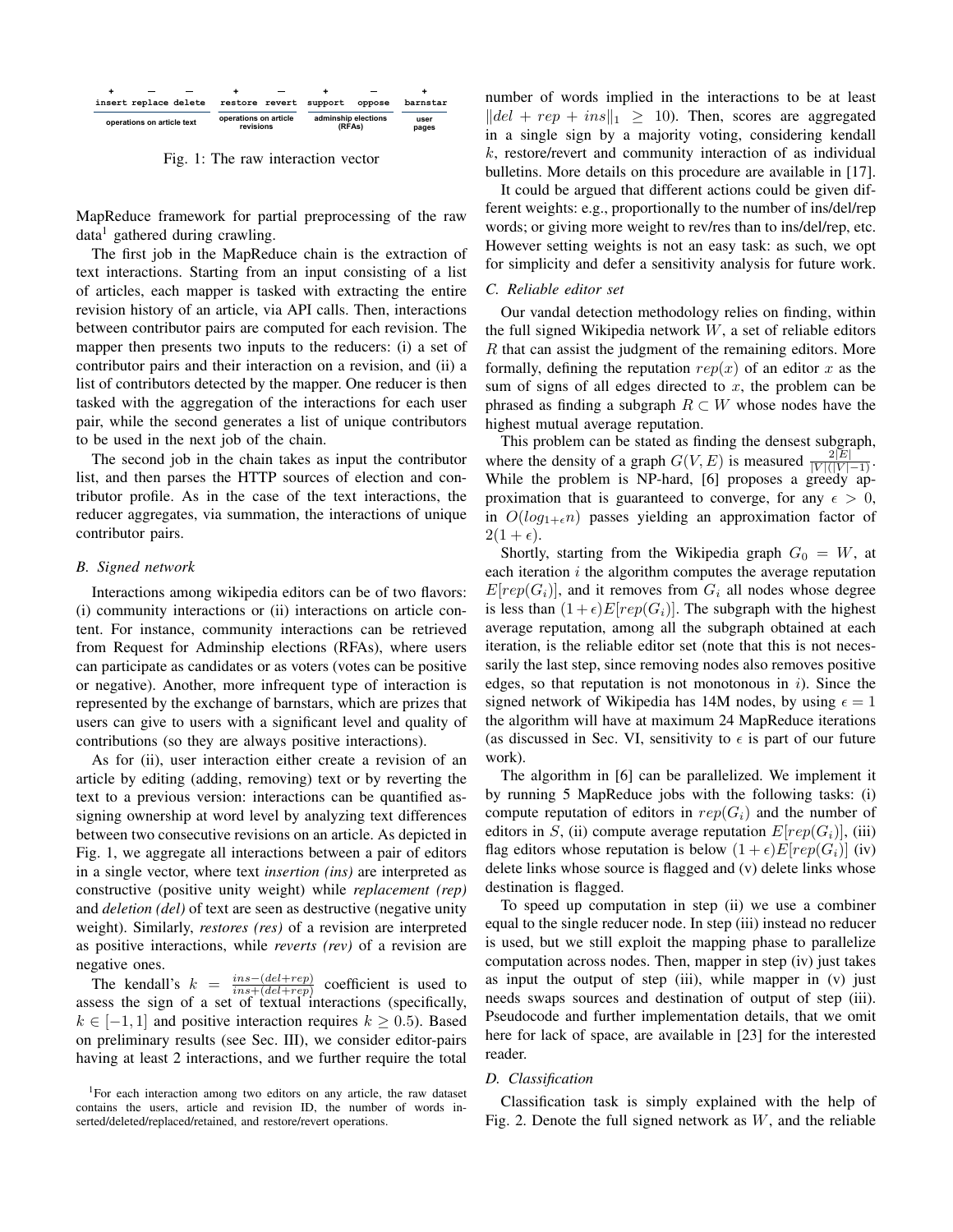| + | — | — | + | — | + | — | + |
|---|---|---|---|---|---|---|---|
| insert | replace | delete | restore | revert | support | oppose | barnstar |
| operations on article text | | | operations on article revisions | | adminship elections (RFAs) | | user pages |

Fig. 1: The raw interaction vector

MapReduce framework for partial preprocessing of the raw data[1] gathered during crawling.

The first job in the MapReduce chain is the extraction of text interactions. Starting from an input consisting of a list of articles, each mapper is tasked with extracting the entire revision history of an article, via API calls. Then, interactions between contributor pairs are computed for each revision. The mapper then presents two inputs to the reducers: (i) a set of contributor pairs and their interaction on a revision, and (ii) a list of contributors detected by the mapper. One reducer is then tasked with the aggregation of the interactions for each user pair, while the second generates a list of unique contributors to be used in the next job of the chain.

The second job in the chain takes as input the contributor list, and then parses the HTTP sources of election and contributor profile. As in the case of the text interactions, the reducer aggregates, via summation, the interactions of unique contributor pairs.

### B. Signed network

Interactions among wikipedia editors can be of two flavors: (i) community interactions or (ii) interactions on article content. For instance, community interactions can be retrieved from Request for Adminship elections (RFAs), where users can participate as candidates or as voters (votes can be positive or negative). Another, more infrequent type of interaction is represented by the exchange of barnstars, which are prizes that users can give to users with a significant level and quality of contributions (so they are always positive interactions).

As for (ii), user interaction either create a revision of an article by editing (adding, removing) text or by reverting the text to a previous version: interactions can be quantified assigning ownership at word level by analyzing text differences between two consecutive revisions on an article. As depicted in Fig. 1, we aggregate all interactions between a pair of editors in a single vector, where text *insertion (ins)* are interpreted as constructive (positive unity weight) while *replacement (rep)* and *deletion (del)* of text are seen as destructive (negative unity weight). Similarly, *restores (res)* of a revision are interpreted as positive interactions, while *reverts (rev)* of a revision are negative ones.

The kendall's $k = \frac{ins-(del+rep)}{ins+(del+rep)}$ coefficient is used to assess the sign of a set of textual interactions (specifically, $k \in [-1, 1]$ and positive interaction requires $k \geq 0.5$). Based on preliminary results (see Sec. III), we consider editor-pairs having at least 2 interactions, and we further require the total number of words implied in the interactions to be at least $\|del + rep + ins\|_1 \geq 10$). Then, scores are aggregated in a single sign by a majority voting, considering kendall $k$, restore/revert and community interaction of as individual bulletins. More details on this procedure are available in [17].

It could be argued that different actions could be given different weights: e.g., proportionally to the number of ins/del/rep words; or giving more weight to rev/res than to ins/del/rep, etc. However setting weights is not an easy task: as such, we opt for simplicity and defer a sensitivity analysis for future work.

### C. Reliable editor set

Our vandal detection methodology relies on finding, within the full signed Wikipedia network $W$, a set of reliable editors $R$ that can assist the judgment of the remaining editors. More formally, defining the reputation $rep(x)$ of an editor $x$ as the sum of signs of all edges directed to $x$, the problem can be phrased as finding a subgraph $R \subset W$ whose nodes have the highest mutual average reputation.

This problem can be stated as finding the densest subgraph, where the density of a graph $G(V, E)$ is measured $\frac{2|E|}{|V|(|V|-1)}$. While the problem is NP-hard, [6] proposes a greedy approximation that is guaranteed to converge, for any $\epsilon > 0$, in $O(log_{1+\epsilon}n)$ passes yielding an approximation factor of $2(1+\epsilon)$.

Shortly, starting from the Wikipedia graph $G_0 = W$, at each iteration $i$ the algorithm computes the average reputation $E[rep(G_i)]$, and it removes from $G_i$ all nodes whose degree is less than $(1+\epsilon)E[rep(G_i)]$. The subgraph with the highest average reputation, among all the subgraph obtained at each iteration, is the reliable editor set (note that this is not necessarily the last step, since removing nodes also removes positive edges, so that reputation is not monotonous in $i$). Since the signed network of Wikipedia has 14M nodes, by using $\epsilon = 1$ the algorithm will have at maximum 24 MapReduce iterations (as discussed in Sec. VI, sensitivity to $\epsilon$ is part of our future work).

The algorithm in [6] can be parallelized. We implement it by running 5 MapReduce jobs with the following tasks: (i) compute reputation of editors in $rep(G_i)$ and the number of editors in $S$, (ii) compute average reputation $E[rep(G_i)]$, (iii) flag editors whose reputation is below $(1+\epsilon)E[rep(G_i)]$ (iv) delete links whose source is flagged and (v) delete links whose destination is flagged.

To speed up computation in step (ii) we use a combiner equal to the single reducer node. In step (iii) instead no reducer is used, but we still exploit the mapping phase to parallelize computation across nodes. Then, mapper in step (iv) just takes as input the output of step (iii), while mapper in (v) just needs swaps sources and destination of output of step (iii). Pseudocode and further implementation details, that we omit here for lack of space, are available in [23] for the interested reader.

### D. Classification

Classification task is simply explained with the help of Fig. 2. Denote the full signed network as $W$, and the reliable

[1] For each interaction among two editors on any article, the raw dataset contains the users, article and revision ID, the number of words inserted/deleted/replaced/retained, and restore/revert operations.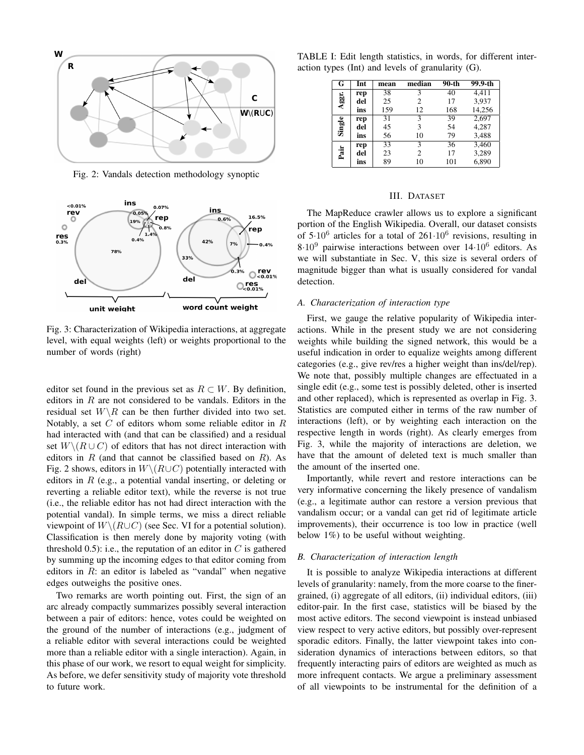Fig. 2: Vandals detection methodology synoptic

Fig. 3: Characterization of Wikipedia interactions, at aggregate level, with equal weights (left) or weights proportional to the number of words (right)

editor set found in the previous set as $R \subset W$. By definition, editors in $R$ are not considered to be vandals. Editors in the residual set $W \setminus R$ can be then further divided into two set. Notably, a set $C$ of editors whom some reliable editor in $R$ had interacted with (and that can be classified) and a residual set $W \setminus (R \cup C)$ of editors that has not direct interaction with editors in $R$ (and that cannot be classified based on $R$). As Fig. 2 shows, editors in $W \setminus (R \cup C)$ potentially interacted with editors in $R$ (e.g., a potential vandal inserting, or deleting or reverting a reliable editor text), while the reverse is not true (i.e., the reliable editor has not had direct interaction with the potential vandal). In simple terms, we miss a direct reliable viewpoint of $W \setminus (R \cup C)$ (see Sec. VI for a potential solution). Classification is then merely done by majority voting (with threshold 0.5): i.e., the reputation of an editor in $C$ is gathered by summing up the incoming edges to that editor coming from editors in $R$: an editor is labeled as "vandal" when negative edges outweighs the positive ones.

Two remarks are worth pointing out. First, the sign of an arc already compactly summarizes possibly several interaction between a pair of editors: hence, votes could be weighted on the ground of the number of interactions (e.g., judgment of a reliable editor with several interactions could be weighted more than a reliable editor with a single interaction). Again, in this phase of our work, we resort to equal weight for simplicity. As before, we defer sensitivity study of majority vote threshold to future work.

TABLE I: Edit length statistics, in words, for different interaction types (Int) and levels of granularity (G).

| G | Int | mean | median | 90-th | 99.9-th |
|---|---|---|---|---|---|
| Aggr. | rep | 38 | 3 | 40 | 4,411 |
| | del | 25 | 2 | 17 | 3,937 |
| | ins | 159 | 12 | 168 | 14,256 |
| Single | rep | 31 | 3 | 39 | 2,697 |
| | del | 45 | 3 | 54 | 4,287 |
| | ins | 56 | 10 | 79 | 3,488 |
| Pair | rep | 33 | 3 | 36 | 3,460 |
| | del | 23 | 2 | 17 | 3,289 |
| | ins | 89 | 10 | 101 | 6,890 |

## III. Dataset

The MapReduce crawler allows us to explore a significant portion of the English Wikipedia. Overall, our dataset consists of $5{\cdot}10^6$ articles for a total of $261{\cdot}10^6$ revisions, resulting in $8{\cdot}10^9$ pairwise interactions between over $14{\cdot}10^6$ editors. As we will substantiate in Sec. V, this size is several orders of magnitude bigger than what is usually considered for vandal detection.

### *A. Characterization of interaction type*

First, we gauge the relative popularity of Wikipedia interactions. While in the present study we are not considering weights while building the signed network, this would be a useful indication in order to equalize weights among different categories (e.g., give rev/res a higher weight than ins/del/rep). We note that, possibly multiple changes are effectuated in a single edit (e.g., some test is possibly deleted, other is inserted and other replaced), which is represented as overlap in Fig. 3. Statistics are computed either in terms of the raw number of interactions (left), or by weighting each interaction on the respective length in words (right). As clearly emerges from Fig. 3, while the majority of interactions are deletion, we have that the amount of deleted text is much smaller than the amount of the inserted one.

Importantly, while revert and restore interactions can be very informative concerning the likely presence of vandalism (e.g., a legitimate author can restore a version previous that vandalism occur; or a vandal can get rid of legitimate article improvements), their occurrence is too low in practice (well below 1%) to be useful without weighting.

### *B. Characterization of interaction length*

It is possible to analyze Wikipedia interactions at different levels of granularity: namely, from the more coarse to the finer-grained, (i) aggregate of all editors, (ii) individual editors, (iii) editor-pair. In the first case, statistics will be biased by the most active editors. The second viewpoint is instead unbiased view respect to very active editors, but possibly over-represent sporadic editors. Finally, the latter viewpoint takes into consideration dynamics of interactions between editors, so that frequently interacting pairs of editors are weighted as much as more infrequent contacts. We argue a preliminary assessment of all viewpoints to be instrumental for the definition of a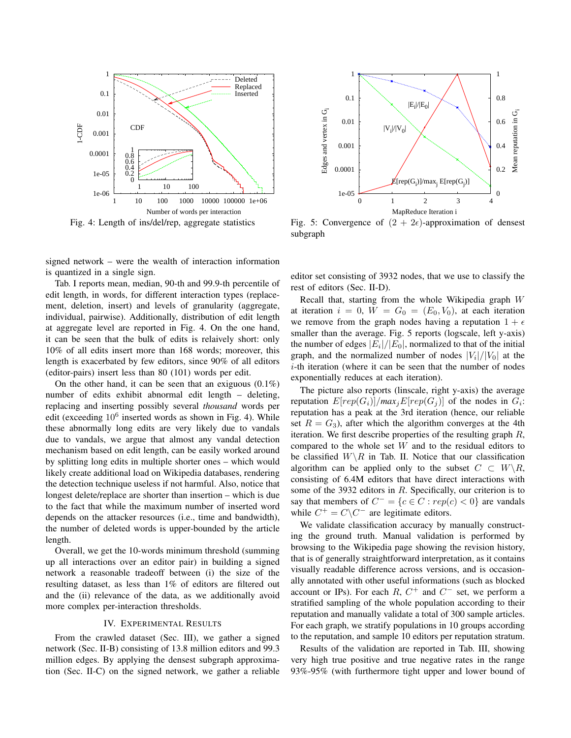Fig. 4: Length of ins/del/rep, aggregate statistics

Fig. 5: Convergence of $(2+2\epsilon)$-approximation of densest subgraph

signed network – were the wealth of interaction information is quantized in a single sign.

Tab. I reports mean, median, 90-th and 99.9-th percentile of edit length, in words, for different interaction types (replacement, deletion, insert) and levels of granularity (aggregate, individual, pairwise). Additionally, distribution of edit length at aggregate level are reported in Fig. 4. On the one hand, it can be seen that the bulk of edits is relaively short: only 10% of all edits insert more than 168 words; moreover, this length is exacerbated by few editors, since 90% of all editors (editor-pairs) insert less than 80 (101) words per edit.

On the other hand, it can be seen that an exiguous (0.1%) number of edits exhibit abnormal edit length – deleting, replacing and inserting possibly several *thousand* words per edit (exceeding $10^6$ inserted words as shown in Fig. 4). While these abnormally long edits are very likely due to vandals due to vandals, we argue that almost any vandal detection mechanism based on edit length, can be easily worked around by splitting long edits in multiple shorter ones – which would likely create additional load on Wikipedia databases, rendering the detection technique useless if not harmful. Also, notice that longest delete/replace are shorter than insertion – which is due to the fact that while the maximum number of inserted word depends on the attacker resources (i.e., time and bandwidth), the number of deleted words is upper-bounded by the article length.

Overall, we get the 10-words minimum threshold (summing up all interactions over an editor pair) in building a signed network a reasonable tradeoff between (i) the size of the resulting dataset, as less than 1% of editors are filtered out and the (ii) relevance of the data, as we additionally avoid more complex per-interaction thresholds.

## IV. Experimental Results

From the crawled dataset (Sec. III), we gather a signed network (Sec. II-B) consisting of 13.8 million editors and 99.3 million edges. By applying the densest subgraph approximation (Sec. II-C) on the signed network, we gather a reliable editor set consisting of 3932 nodes, that we use to classify the rest of editors (Sec. II-D).

Recall that, starting from the whole Wikipedia graph $W$ at iteration $i=0$, $W=G_0=(E_0,V_0)$, at each iteration we remove from the graph nodes having a reputation $1+\epsilon$ smaller than the average. Fig. 5 reports (logscale, left y-axis) the number of edges $|E_i|/|E_0|$, normalized to that of the initial graph, and the normalized number of nodes $|V_i|/|V_0|$ at the $i$-th iteration (where it can be seen that the number of nodes exponentially reduces at each iteration).

The picture also reports (linscale, right y-axis) the average reputation $E[rep(G_i)]/max_j E[rep(G_j)]$ of the nodes in $G_i$: reputation has a peak at the 3rd iteration (hence, our reliable set $R=G_3$), after which the algorithm converges at the 4th iteration. We first describe properties of the resulting graph $R$, compared to the whole set $W$ and to the residual editors to be classified $W\backslash R$ in Tab. II. Notice that our classification algorithm can be applied only to the subset $C \subset W\backslash R$, consisting of 6.4M editors that have direct interactions with some of the 3932 editors in $R$. Specifically, our criterion is to say that members of $C^- = \{c \in C : rep(c) < 0\}$ are vandals while $C^+ = C\backslash C^-$ are legitimate editors.

We validate classification accuracy by manually constructing the ground truth. Manual validation is performed by browsing to the Wikipedia page showing the revision history, that is of generally straightforward interpretation, as it contains visually readable difference across versions, and is occasionally annotated with other useful informations (such as blocked account or IPs). For each $R$, $C^+$ and $C^-$ set, we perform a stratified sampling of the whole population according to their reputation and manually validate a total of 300 sample articles. For each graph, we stratify populations in 10 groups according to the reputation, and sample 10 editors per reputation stratum.

Results of the validation are reported in Tab. III, showing very high true positive and true negative rates in the range 93%-95% (with furthermore tight upper and lower bound of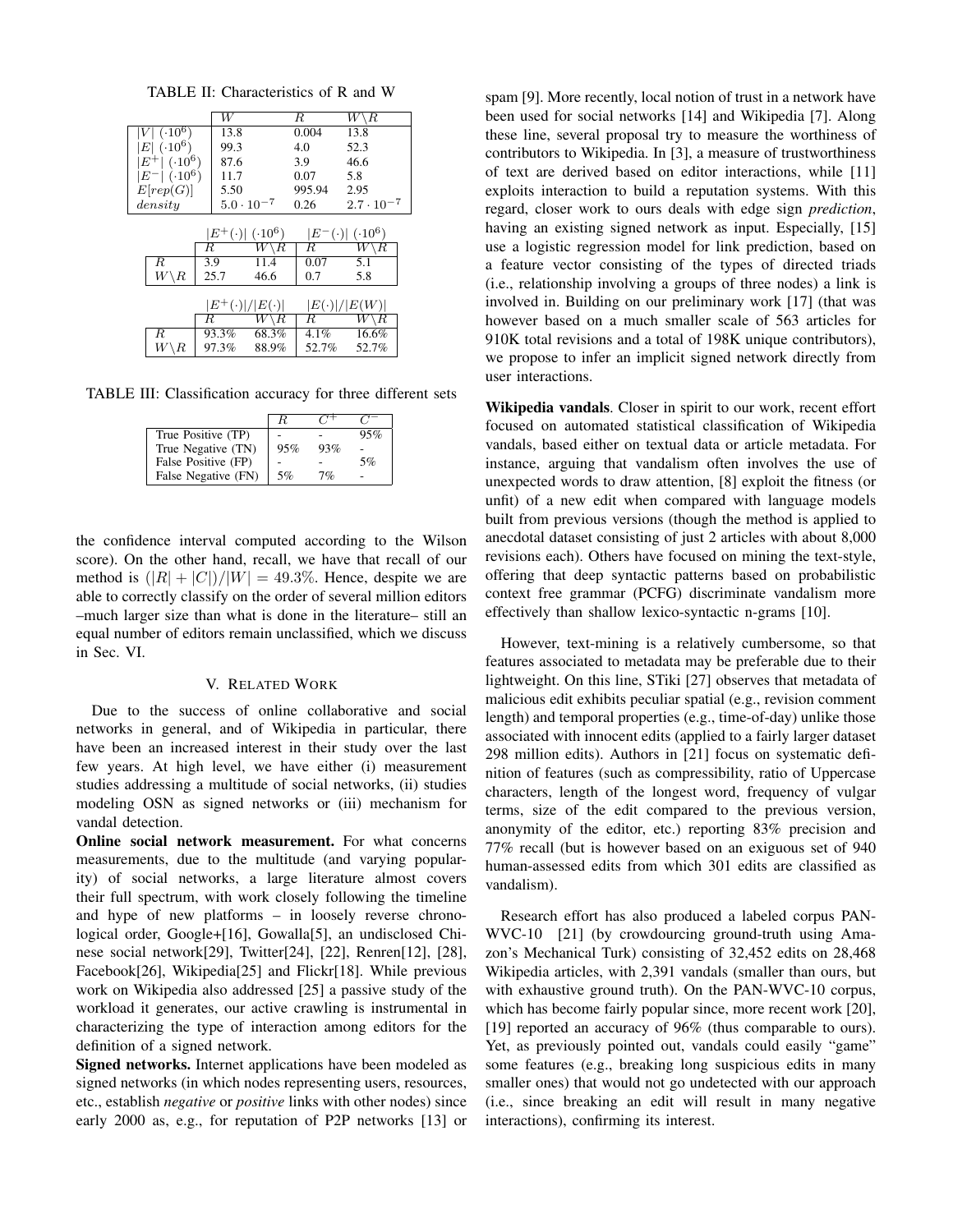TABLE II: Characteristics of R and W

| | $W$ | $R$ | $W \backslash R$ |
|---|---|---|---|
| $\|V\|$ $(\cdot 10^6)$ | 13.8 | 0.004 | 13.8 |
| $\|E\|$ $(\cdot 10^6)$ | 99.3 | 4.0 | 52.3 |
| $\|E^+\|$ $(\cdot 10^6)$ | 87.6 | 3.9 | 46.6 |
| $\|E^-\|$ $(\cdot 10^6)$ | 11.7 | 0.07 | 5.8 |
| $E[rep(G)]$ | 5.50 | 995.94 | 2.95 |
| $density$ | $5.0 \cdot 10^{-7}$ | 0.26 | $2.7 \cdot 10^{-7}$ |

| | $\|E^+(\cdot)\|$ $(\cdot 10^6)$ | | $\|E^-(\cdot)\|$ $(\cdot 10^6)$ | |
|---|---|---|---|---|
| | $R$ | $W \backslash R$ | $R$ | $W \backslash R$ |
| $R$ | 3.9 | 11.4 | 0.07 | 5.1 |
| $W \backslash R$ | 25.7 | 46.6 | 0.7 | 5.8 |

| | $\|E^+(\cdot)\|/\|E(\cdot)\|$ | | $\|E(\cdot)\|/\|E(W)\|$ | |
|---|---|---|---|---|
| | $R$ | $W \backslash R$ | $R$ | $W \backslash R$ |
| $R$ | 93.3% | 68.3% | 4.1% | 16.6% |
| $W \backslash R$ | 97.3% | 88.9% | 52.7% | 52.7% |

TABLE III: Classification accuracy for three different sets

| | $R$ | $C^+$ | $C^-$ |
|---|---|---|---|
| True Positive (TP) | - | - | 95% |
| True Negative (TN) | 95% | 93% | - |
| False Positive (FP) | - | - | 5% |
| False Negative (FN) | 5% | 7% | - |

the confidence interval computed according to the Wilson score). On the other hand, recall, we have that recall of our method is $(|R| + |C|)/|W| = 49.3\%$. Hence, despite we are able to correctly classify on the order of several million editors –much larger size than what is done in the literature– still an equal number of editors remain unclassified, which we discuss in Sec. VI.

## V. Related Work

Due to the success of online collaborative and social networks in general, and of Wikipedia in particular, there have been an increased interest in their study over the last few years. At high level, we have either (i) measurement studies addressing a multitude of social networks, (ii) studies modeling OSN as signed networks or (iii) mechanism for vandal detection.

**Online social network measurement.** For what concerns measurements, due to the multitude (and varying popularity) of social networks, a large literature almost covers their full spectrum, with work closely following the timeline and hype of new platforms – in loosely reverse chronological order, Google+[16], Gowalla[5], an undisclosed Chinese social network[29], Twitter[24], [22], Renren[12], [28], Facebook[26], Wikipedia[25] and Flickr[18]. While previous work on Wikipedia also addressed [25] a passive study of the workload it generates, our active crawling is instrumental in characterizing the type of interaction among editors for the definition of a signed network.

**Signed networks.** Internet applications have been modeled as signed networks (in which nodes representing users, resources, etc., establish *negative* or *positive* links with other nodes) since early 2000 as, e.g., for reputation of P2P networks [13] or spam [9]. More recently, local notion of trust in a network have been used for social networks [14] and Wikipedia [7]. Along these line, several proposal try to measure the worthiness of contributors to Wikipedia. In [3], a measure of trustworthiness of text are derived based on editor interactions, while [11] exploits interaction to build a reputation systems. With this regard, closer work to ours deals with edge sign *prediction*, having an existing signed network as input. Especially, [15] use a logistic regression model for link prediction, based on a feature vector consisting of the types of directed triads (i.e., relationship involving a groups of three nodes) a link is involved in. Building on our preliminary work [17] (that was however based on a much smaller scale of 563 articles for 910K total revisions and a total of 198K unique contributors), we propose to infer an implicit signed network directly from user interactions.

**Wikipedia vandals**. Closer in spirit to our work, recent effort focused on automated statistical classification of Wikipedia vandals, based either on textual data or article metadata. For instance, arguing that vandalism often involves the use of unexpected words to draw attention, [8] exploit the fitness (or unfit) of a new edit when compared with language models built from previous versions (though the method is applied to anecdotal dataset consisting of just 2 articles with about 8,000 revisions each). Others have focused on mining the text-style, offering that deep syntactic patterns based on probabilistic context free grammar (PCFG) discriminate vandalism more effectively than shallow lexico-syntactic n-grams [10].

However, text-mining is a relatively cumbersome, so that features associated to metadata may be preferable due to their lightweight. On this line, STiki [27] observes that metadata of malicious edit exhibits peculiar spatial (e.g., revision comment length) and temporal properties (e.g., time-of-day) unlike those associated with innocent edits (applied to a fairly larger dataset 298 million edits). Authors in [21] focus on systematic definition of features (such as compressibility, ratio of Uppercase characters, length of the longest word, frequency of vulgar terms, size of the edit compared to the previous version, anonymity of the editor, etc.) reporting 83% precision and 77% recall (but is however based on an exiguous set of 940 human-assessed edits from which 301 edits are classified as vandalism).

Research effort has also produced a labeled corpus PAN-WVC-10 [21] (by crowdourcing ground-truth using Amazon's Mechanical Turk) consisting of 32,452 edits on 28,468 Wikipedia articles, with 2,391 vandals (smaller than ours, but with exhaustive ground truth). On the PAN-WVC-10 corpus, which has become fairly popular since, more recent work [20], [19] reported an accuracy of 96% (thus comparable to ours). Yet, as previously pointed out, vandals could easily "game" some features (e.g., breaking long suspicious edits in many smaller ones) that would not go undetected with our approach (i.e., since breaking an edit will result in many negative interactions), confirming its interest.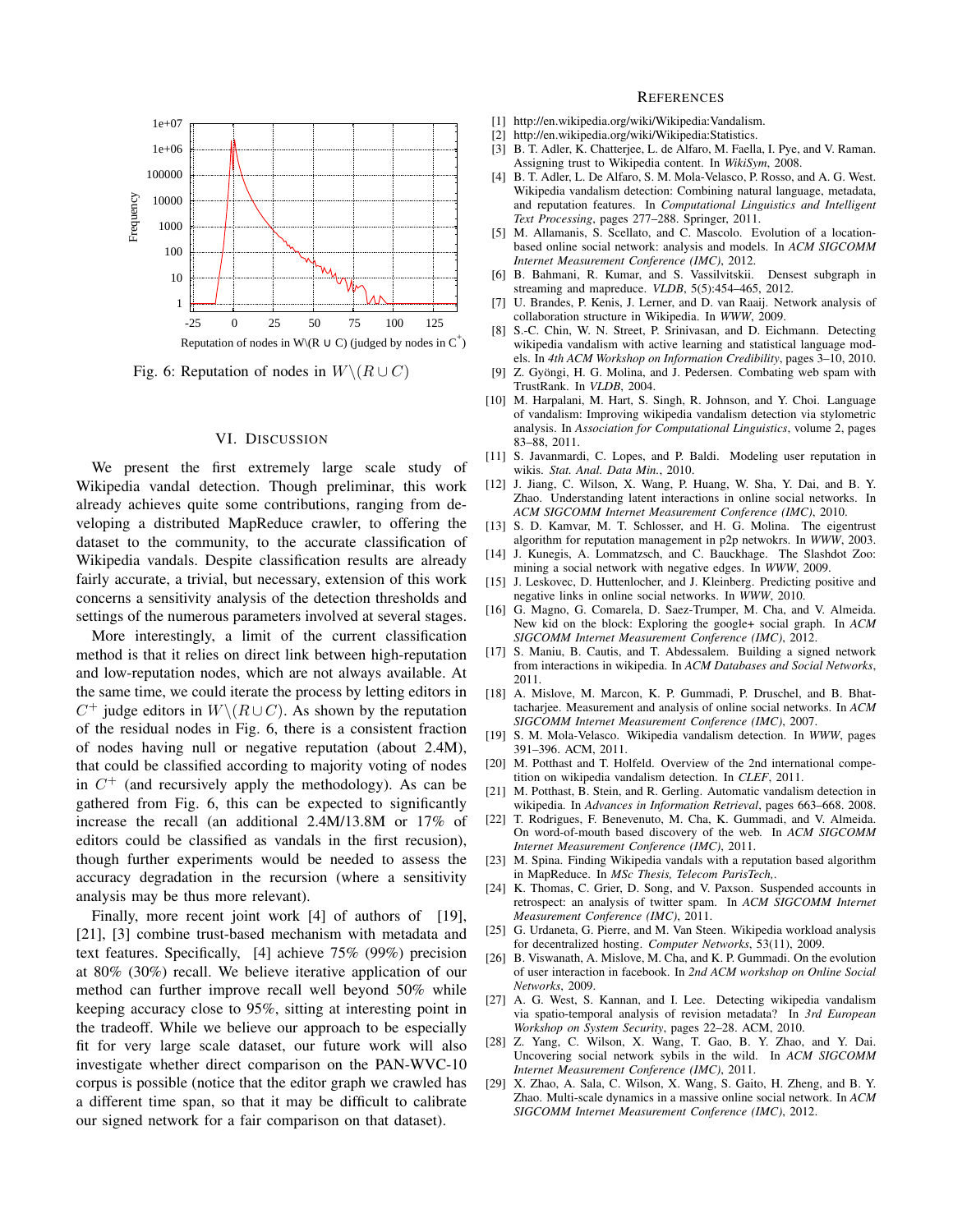1e+07
1e+06
100000
10000
1000
100
10
1

Frequency

-25 0 25 50 75 100 125

Reputation of nodes in W\(R ∪ C) (judged by nodes in $C^+$)

Fig. 6: Reputation of nodes in $W \backslash (R \cup C)$

## VI. Discussion

We present the first extremely large scale study of Wikipedia vandal detection. Though preliminar, this work already achieves quite some contributions, ranging from developing a distributed MapReduce crawler, to offering the dataset to the community, to the accurate classification of Wikipedia vandals. Despite classification results are already fairly accurate, a trivial, but necessary, extension of this work concerns a sensitivity analysis of the detection thresholds and settings of the numerous parameters involved at several stages.

More interestingly, a limit of the current classification method is that it relies on direct link between high-reputation and low-reputation nodes, which are not always available. At the same time, we could iterate the process by letting editors in $C^+$ judge editors in $W \backslash (R \cup C)$. As shown by the reputation of the residual nodes in Fig. 6, there is a consistent fraction of nodes having null or negative reputation (about 2.4M), that could be classified according to majority voting of nodes in $C^+$ (and recursively apply the methodology). As can be gathered from Fig. 6, this can be expected to significantly increase the recall (an additional 2.4M/13.8M or 17% of editors could be classified as vandals in the first recusion), though further experiments would be needed to assess the accuracy degradation in the recursion (where a sensitivity analysis may be thus more relevant).

Finally, more recent joint work [4] of authors of [19], [21], [3] combine trust-based mechanism with metadata and text features. Specifically, [4] achieve 75% (99%) precision at 80% (30%) recall. We believe iterative application of our method can further improve recall well beyond 50% while keeping accuracy close to 95%, sitting at interesting point in the tradeoff. While we believe our approach to be especially fit for very large scale dataset, our future work will also investigate whether direct comparison on the PAN-WVC-10 corpus is possible (notice that the editor graph we crawled has a different time span, so that it may be difficult to calibrate our signed network for a fair comparison on that dataset).

## References

[1] http://en.wikipedia.org/wiki/Wikipedia:Vandalism.

[2] http://en.wikipedia.org/wiki/Wikipedia:Statistics.

[3] B. T. Adler, K. Chatterjee, L. de Alfaro, M. Faella, I. Pye, and V. Raman. Assigning trust to Wikipedia content. In *WikiSym*, 2008.

[4] B. T. Adler, L. De Alfaro, S. M. Mola-Velasco, P. Rosso, and A. G. West. Wikipedia vandalism detection: Combining natural language, metadata, and reputation features. In *Computational Linguistics and Intelligent Text Processing*, pages 277–288. Springer, 2011.

[5] M. Allamanis, S. Scellato, and C. Mascolo. Evolution of a location-based online social network: analysis and models. In *ACM SIGCOMM Internet Measurement Conference (IMC)*, 2012.

[6] B. Bahmani, R. Kumar, and S. Vassilvitskii. Densest subgraph in streaming and mapreduce. *VLDB*, 5(5):454–465, 2012.

[7] U. Brandes, P. Kenis, J. Lerner, and D. van Raaij. Network analysis of collaboration structure in Wikipedia. In *WWW*, 2009.

[8] S.-C. Chin, W. N. Street, P. Srinivasan, and D. Eichmann. Detecting wikipedia vandalism with active learning and statistical language models. In *4th ACM Workshop on Information Credibility*, pages 3–10, 2010.

[9] Z. Gyöngi, H. G. Molina, and J. Pedersen. Combating web spam with TrustRank. In *VLDB*, 2004.

[10] M. Harpalani, M. Hart, S. Singh, R. Johnson, and Y. Choi. Language of vandalism: Improving wikipedia vandalism detection via stylometric analysis. In *Association for Computational Linguistics*, volume 2, pages 83–88, 2011.

[11] S. Javanmardi, C. Lopes, and P. Baldi. Modeling user reputation in wikis. *Stat. Anal. Data Min.*, 2010.

[12] J. Jiang, C. Wilson, X. Wang, P. Huang, W. Sha, Y. Dai, and B. Y. Zhao. Understanding latent interactions in online social networks. In *ACM SIGCOMM Internet Measurement Conference (IMC)*, 2010.

[13] S. D. Kamvar, M. T. Schlosser, and H. G. Molina. The eigentrust algorithm for reputation management in p2p netwokrs. In *WWW*, 2003.

[14] J. Kunegis, A. Lommatzsch, and C. Bauckhage. The Slashdot Zoo: mining a social network with negative edges. In *WWW*, 2009.

[15] J. Leskovec, D. Huttenlocher, and J. Kleinberg. Predicting positive and negative links in online social networks. In *WWW*, 2010.

[16] G. Magno, G. Comarela, D. Saez-Trumper, M. Cha, and V. Almeida. New kid on the block: Exploring the google+ social graph. In *ACM SIGCOMM Internet Measurement Conference (IMC)*, 2012.

[17] S. Maniu, B. Cautis, and T. Abdessalem. Building a signed network from interactions in wikipedia. In *ACM Databases and Social Networks*, 2011.

[18] A. Mislove, M. Marcon, K. P. Gummadi, P. Druschel, and B. Bhattacharjee. Measurement and analysis of online social networks. In *ACM SIGCOMM Internet Measurement Conference (IMC)*, 2007.

[19] S. M. Mola-Velasco. Wikipedia vandalism detection. In *WWW*, pages 391–396. ACM, 2011.

[20] M. Potthast and T. Holfeld. Overview of the 2nd international competition on wikipedia vandalism detection. In *CLEF*, 2011.

[21] M. Potthast, B. Stein, and R. Gerling. Automatic vandalism detection in wikipedia. In *Advances in Information Retrieval*, pages 663–668. 2008.

[22] T. Rodrigues, F. Benevenuto, M. Cha, K. Gummadi, and V. Almeida. On word-of-mouth based discovery of the web. In *ACM SIGCOMM Internet Measurement Conference (IMC)*, 2011.

[23] M. Spina. Finding Wikipedia vandals with a reputation based algorithm in MapReduce. In *MSc Thesis, Telecom ParisTech*,.

[24] K. Thomas, C. Grier, D. Song, and V. Paxson. Suspended accounts in retrospect: an analysis of twitter spam. In *ACM SIGCOMM Internet Measurement Conference (IMC)*, 2011.

[25] G. Urdaneta, G. Pierre, and M. Van Steen. Wikipedia workload analysis for decentralized hosting. *Computer Networks*, 53(11), 2009.

[26] B. Viswanath, A. Mislove, M. Cha, and K. P. Gummadi. On the evolution of user interaction in facebook. In *2nd ACM workshop on Online Social Networks*, 2009.

[27] A. G. West, S. Kannan, and I. Lee. Detecting wikipedia vandalism via spatio-temporal analysis of revision metadata? In *3rd European Workshop on System Security*, pages 22–28. ACM, 2010.

[28] Z. Yang, C. Wilson, X. Wang, T. Gao, B. Y. Zhao, and Y. Dai. Uncovering social network sybils in the wild. In *ACM SIGCOMM Internet Measurement Conference (IMC)*, 2011.

[29] X. Zhao, A. Sala, C. Wilson, X. Wang, S. Gaito, H. Zheng, and B. Y. Zhao. Multi-scale dynamics in a massive online social network. In *ACM SIGCOMM Internet Measurement Conference (IMC)*, 2012.